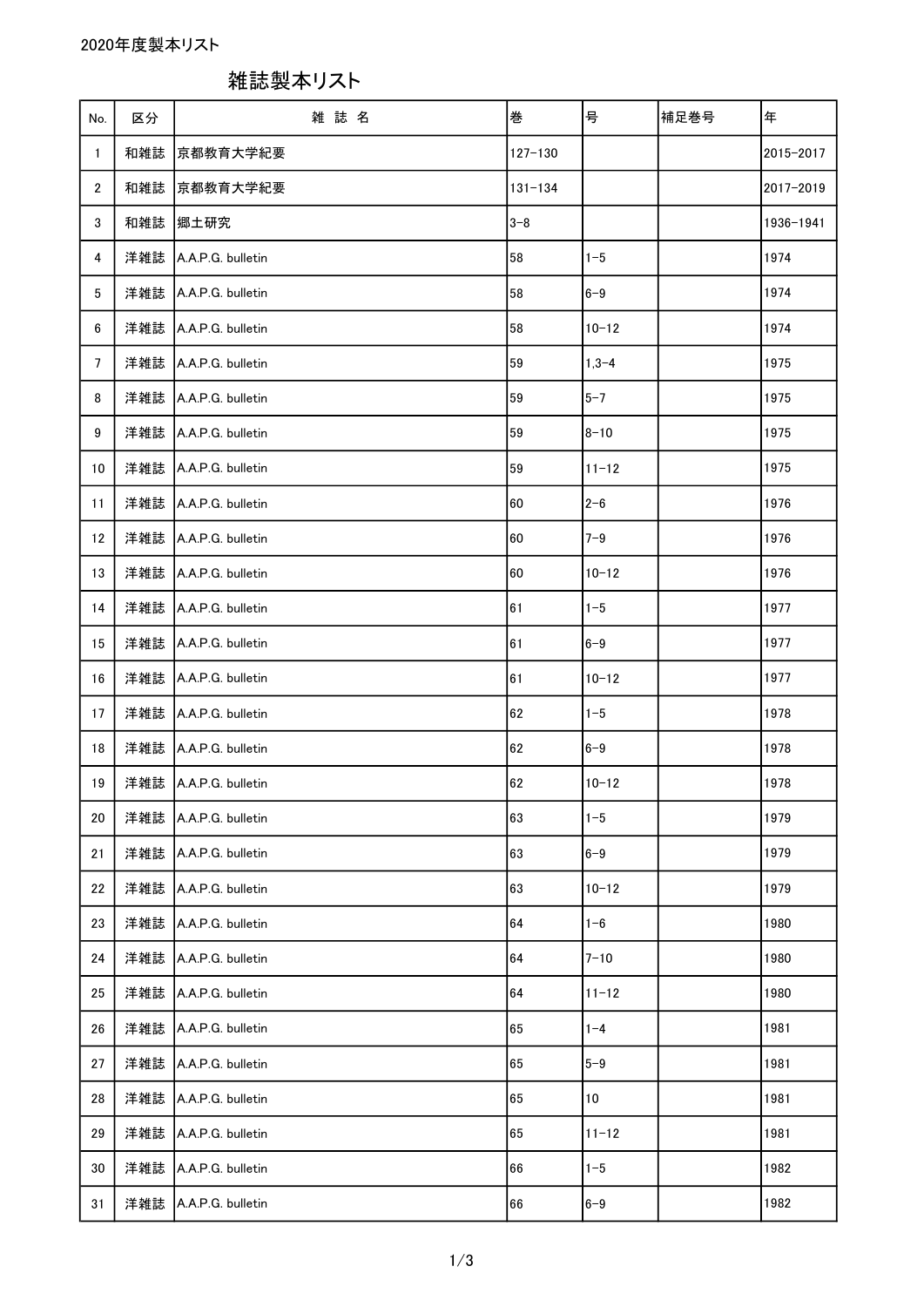2020年度製本リスト

# 雑誌製本リスト

| No. | 区分 | 雑 誌 名 | 巻 | 号 | 補足巻号 | 年 |
|---|---|---|---|---|---|---|
| 1 | 和雑誌 | 京都教育大学紀要 | 127-130 | | | 2015-2017 |
| 2 | 和雑誌 | 京都教育大学紀要 | 131-134 | | | 2017-2019 |
| 3 | 和雑誌 | 郷土研究 | 3-8 | | | 1936-1941 |
| 4 | 洋雑誌 | A.A.P.G. bulletin | 58 | 1-5 | | 1974 |
| 5 | 洋雑誌 | A.A.P.G. bulletin | 58 | 6-9 | | 1974 |
| 6 | 洋雑誌 | A.A.P.G. bulletin | 58 | 10-12 | | 1974 |
| 7 | 洋雑誌 | A.A.P.G. bulletin | 59 | 1,3-4 | | 1975 |
| 8 | 洋雑誌 | A.A.P.G. bulletin | 59 | 5-7 | | 1975 |
| 9 | 洋雑誌 | A.A.P.G. bulletin | 59 | 8-10 | | 1975 |
| 10 | 洋雑誌 | A.A.P.G. bulletin | 59 | 11-12 | | 1975 |
| 11 | 洋雑誌 | A.A.P.G. bulletin | 60 | 2-6 | | 1976 |
| 12 | 洋雑誌 | A.A.P.G. bulletin | 60 | 7-9 | | 1976 |
| 13 | 洋雑誌 | A.A.P.G. bulletin | 60 | 10-12 | | 1976 |
| 14 | 洋雑誌 | A.A.P.G. bulletin | 61 | 1-5 | | 1977 |
| 15 | 洋雑誌 | A.A.P.G. bulletin | 61 | 6-9 | | 1977 |
| 16 | 洋雑誌 | A.A.P.G. bulletin | 61 | 10-12 | | 1977 |
| 17 | 洋雑誌 | A.A.P.G. bulletin | 62 | 1-5 | | 1978 |
| 18 | 洋雑誌 | A.A.P.G. bulletin | 62 | 6-9 | | 1978 |
| 19 | 洋雑誌 | A.A.P.G. bulletin | 62 | 10-12 | | 1978 |
| 20 | 洋雑誌 | A.A.P.G. bulletin | 63 | 1-5 | | 1979 |
| 21 | 洋雑誌 | A.A.P.G. bulletin | 63 | 6-9 | | 1979 |
| 22 | 洋雑誌 | A.A.P.G. bulletin | 63 | 10-12 | | 1979 |
| 23 | 洋雑誌 | A.A.P.G. bulletin | 64 | 1-6 | | 1980 |
| 24 | 洋雑誌 | A.A.P.G. bulletin | 64 | 7-10 | | 1980 |
| 25 | 洋雑誌 | A.A.P.G. bulletin | 64 | 11-12 | | 1980 |
| 26 | 洋雑誌 | A.A.P.G. bulletin | 65 | 1-4 | | 1981 |
| 27 | 洋雑誌 | A.A.P.G. bulletin | 65 | 5-9 | | 1981 |
| 28 | 洋雑誌 | A.A.P.G. bulletin | 65 | 10 | | 1981 |
| 29 | 洋雑誌 | A.A.P.G. bulletin | 65 | 11-12 | | 1981 |
| 30 | 洋雑誌 | A.A.P.G. bulletin | 66 | 1-5 | | 1982 |
| 31 | 洋雑誌 | A.A.P.G. bulletin | 66 | 6-9 | | 1982 |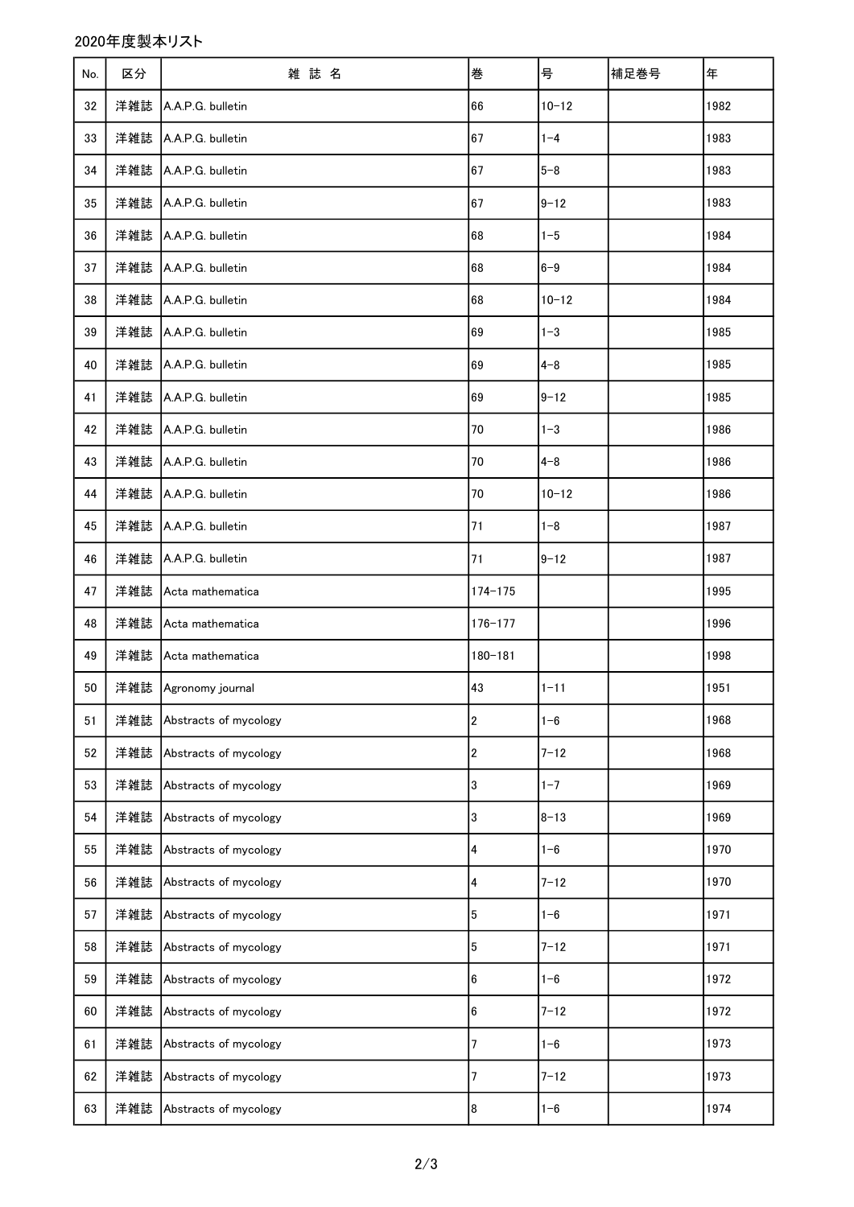2020年度製本リスト

| No. | 区分 | 雑 誌 名 | 巻 | 号 | 補足巻号 | 年 |
| --- | --- | --- | --- | --- | --- | --- |
| 32 | 洋雑誌 | A.A.P.G. bulletin | 66 | 10-12 | | 1982 |
| 33 | 洋雑誌 | A.A.P.G. bulletin | 67 | 1-4 | | 1983 |
| 34 | 洋雑誌 | A.A.P.G. bulletin | 67 | 5-8 | | 1983 |
| 35 | 洋雑誌 | A.A.P.G. bulletin | 67 | 9-12 | | 1983 |
| 36 | 洋雑誌 | A.A.P.G. bulletin | 68 | 1-5 | | 1984 |
| 37 | 洋雑誌 | A.A.P.G. bulletin | 68 | 6-9 | | 1984 |
| 38 | 洋雑誌 | A.A.P.G. bulletin | 68 | 10-12 | | 1984 |
| 39 | 洋雑誌 | A.A.P.G. bulletin | 69 | 1-3 | | 1985 |
| 40 | 洋雑誌 | A.A.P.G. bulletin | 69 | 4-8 | | 1985 |
| 41 | 洋雑誌 | A.A.P.G. bulletin | 69 | 9-12 | | 1985 |
| 42 | 洋雑誌 | A.A.P.G. bulletin | 70 | 1-3 | | 1986 |
| 43 | 洋雑誌 | A.A.P.G. bulletin | 70 | 4-8 | | 1986 |
| 44 | 洋雑誌 | A.A.P.G. bulletin | 70 | 10-12 | | 1986 |
| 45 | 洋雑誌 | A.A.P.G. bulletin | 71 | 1-8 | | 1987 |
| 46 | 洋雑誌 | A.A.P.G. bulletin | 71 | 9-12 | | 1987 |
| 47 | 洋雑誌 | Acta mathematica | 174-175 | | | 1995 |
| 48 | 洋雑誌 | Acta mathematica | 176-177 | | | 1996 |
| 49 | 洋雑誌 | Acta mathematica | 180-181 | | | 1998 |
| 50 | 洋雑誌 | Agronomy journal | 43 | 1-11 | | 1951 |
| 51 | 洋雑誌 | Abstracts of mycology | 2 | 1-6 | | 1968 |
| 52 | 洋雑誌 | Abstracts of mycology | 2 | 7-12 | | 1968 |
| 53 | 洋雑誌 | Abstracts of mycology | 3 | 1-7 | | 1969 |
| 54 | 洋雑誌 | Abstracts of mycology | 3 | 8-13 | | 1969 |
| 55 | 洋雑誌 | Abstracts of mycology | 4 | 1-6 | | 1970 |
| 56 | 洋雑誌 | Abstracts of mycology | 4 | 7-12 | | 1970 |
| 57 | 洋雑誌 | Abstracts of mycology | 5 | 1-6 | | 1971 |
| 58 | 洋雑誌 | Abstracts of mycology | 5 | 7-12 | | 1971 |
| 59 | 洋雑誌 | Abstracts of mycology | 6 | 1-6 | | 1972 |
| 60 | 洋雑誌 | Abstracts of mycology | 6 | 7-12 | | 1972 |
| 61 | 洋雑誌 | Abstracts of mycology | 7 | 1-6 | | 1973 |
| 62 | 洋雑誌 | Abstracts of mycology | 7 | 7-12 | | 1973 |
| 63 | 洋雑誌 | Abstracts of mycology | 8 | 1-6 | | 1974 |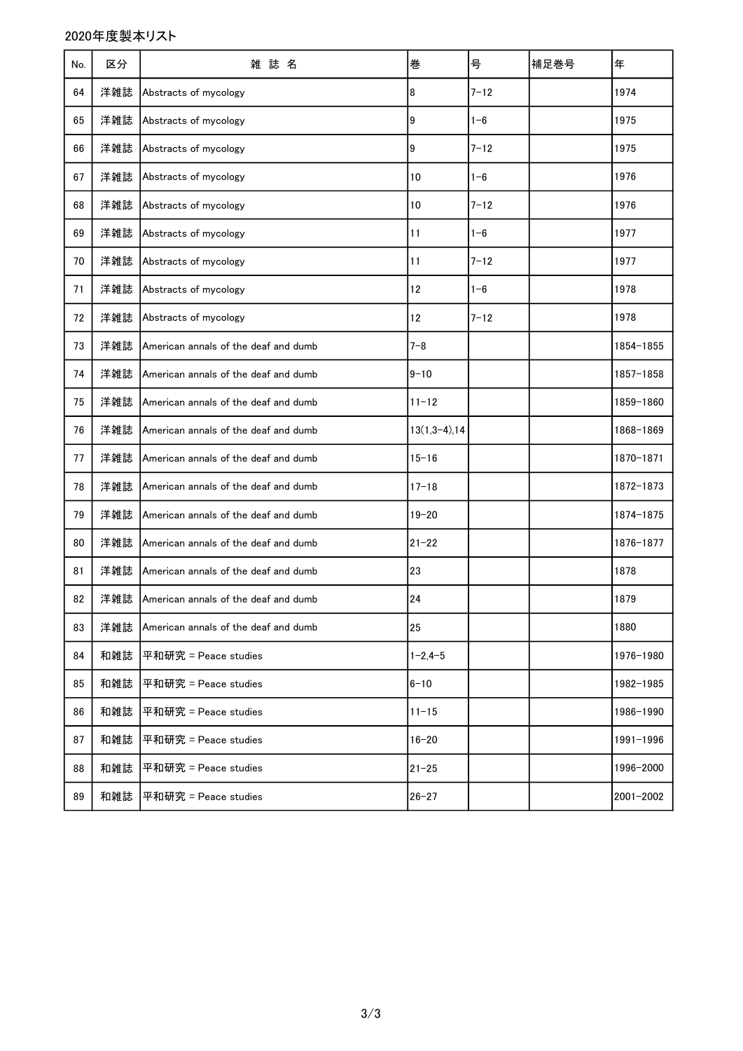2020年度製本リスト

| No. | 区分 | 雑 誌 名 | 巻 | 号 | 補足巻号 | 年 |
|---|---|---|---|---|---|---|
| 64 | 洋雑誌 | Abstracts of mycology | 8 | 7-12 | | 1974 |
| 65 | 洋雑誌 | Abstracts of mycology | 9 | 1-6 | | 1975 |
| 66 | 洋雑誌 | Abstracts of mycology | 9 | 7-12 | | 1975 |
| 67 | 洋雑誌 | Abstracts of mycology | 10 | 1-6 | | 1976 |
| 68 | 洋雑誌 | Abstracts of mycology | 10 | 7-12 | | 1976 |
| 69 | 洋雑誌 | Abstracts of mycology | 11 | 1-6 | | 1977 |
| 70 | 洋雑誌 | Abstracts of mycology | 11 | 7-12 | | 1977 |
| 71 | 洋雑誌 | Abstracts of mycology | 12 | 1-6 | | 1978 |
| 72 | 洋雑誌 | Abstracts of mycology | 12 | 7-12 | | 1978 |
| 73 | 洋雑誌 | American annals of the deaf and dumb | 7-8 | | | 1854-1855 |
| 74 | 洋雑誌 | American annals of the deaf and dumb | 9-10 | | | 1857-1858 |
| 75 | 洋雑誌 | American annals of the deaf and dumb | 11-12 | | | 1859-1860 |
| 76 | 洋雑誌 | American annals of the deaf and dumb | 13(1,3-4),14 | | | 1868-1869 |
| 77 | 洋雑誌 | American annals of the deaf and dumb | 15-16 | | | 1870-1871 |
| 78 | 洋雑誌 | American annals of the deaf and dumb | 17-18 | | | 1872-1873 |
| 79 | 洋雑誌 | American annals of the deaf and dumb | 19-20 | | | 1874-1875 |
| 80 | 洋雑誌 | American annals of the deaf and dumb | 21-22 | | | 1876-1877 |
| 81 | 洋雑誌 | American annals of the deaf and dumb | 23 | | | 1878 |
| 82 | 洋雑誌 | American annals of the deaf and dumb | 24 | | | 1879 |
| 83 | 洋雑誌 | American annals of the deaf and dumb | 25 | | | 1880 |
| 84 | 和雑誌 | 平和研究 = Peace studies | 1-2,4-5 | | | 1976-1980 |
| 85 | 和雑誌 | 平和研究 = Peace studies | 6-10 | | | 1982-1985 |
| 86 | 和雑誌 | 平和研究 = Peace studies | 11-15 | | | 1986-1990 |
| 87 | 和雑誌 | 平和研究 = Peace studies | 16-20 | | | 1991-1996 |
| 88 | 和雑誌 | 平和研究 = Peace studies | 21-25 | | | 1996-2000 |
| 89 | 和雑誌 | 平和研究 = Peace studies | 26-27 | | | 2001-2002 |